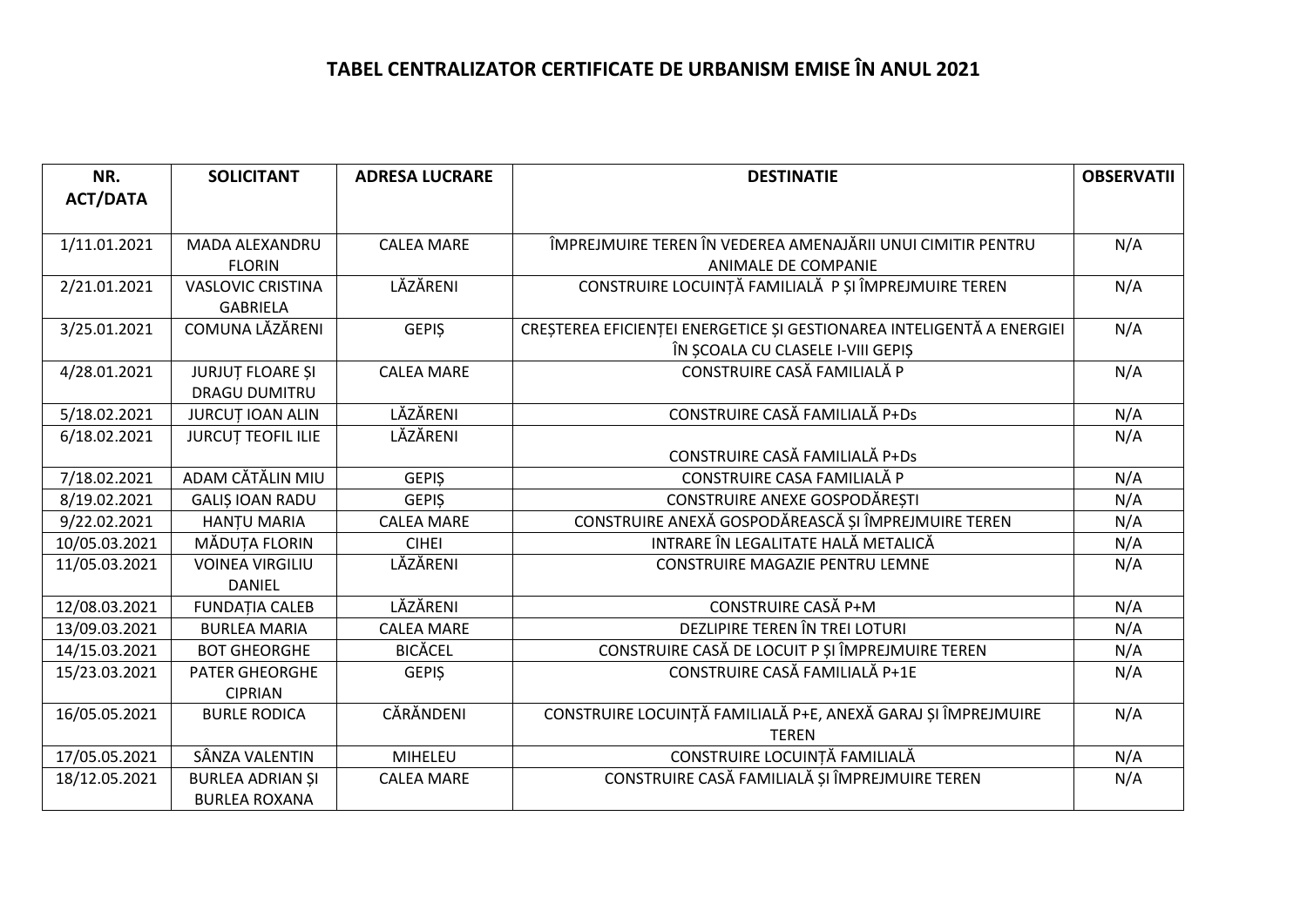# TABEL CENTRALIZATOR CERTIFICATE DE URBANISM EMISE ÎN ANUL 2021

| NR. ACT/DATA | SOLICITANT | ADRESA LUCRARE | DESTINATIE | OBSERVATII |
|---|---|---|---|---|
| 1/11.01.2021 | MADA ALEXANDRU FLORIN | CALEA MARE | ÎMPREJMUIRE TEREN ÎN VEDEREA AMENAJĂRII UNUI CIMITIR PENTRU ANIMALE DE COMPANIE | N/A |
| 2/21.01.2021 | VASLOVIC CRISTINA GABRIELA | LĂZĂRENI | CONSTRUIRE LOCUINȚĂ FAMILIALĂ P ȘI ÎMPREJMUIRE TEREN | N/A |
| 3/25.01.2021 | COMUNA LĂZĂRENI | GEPIȘ | CREȘTEREA EFICIENȚEI ENERGETICE ȘI GESTIONAREA INTELIGENTĂ A ENERGIEI ÎN ȘCOALA CU CLASELE I-VIII GEPIȘ | N/A |
| 4/28.01.2021 | JURJUȚ FLOARE ȘI DRAGU DUMITRU | CALEA MARE | CONSTRUIRE CASĂ FAMILIALĂ P | N/A |
| 5/18.02.2021 | JURCUȚ IOAN ALIN | LĂZĂRENI | CONSTRUIRE CASĂ FAMILIALĂ P+Ds | N/A |
| 6/18.02.2021 | JURCUȚ TEOFIL ILIE | LĂZĂRENI | CONSTRUIRE CASĂ FAMILIALĂ P+Ds | N/A |
| 7/18.02.2021 | ADAM CĂTĂLIN MIU | GEPIȘ | CONSTRUIRE CASA FAMILIALĂ P | N/A |
| 8/19.02.2021 | GALIȘ IOAN RADU | GEPIȘ | CONSTRUIRE ANEXE GOSPODĂREȘTI | N/A |
| 9/22.02.2021 | HANȚU MARIA | CALEA MARE | CONSTRUIRE ANEXĂ GOSPODĂREASCĂ ȘI ÎMPREJMUIRE TEREN | N/A |
| 10/05.03.2021 | MĂDUȚA FLORIN | CIHEI | INTRARE ÎN LEGALITATE HALĂ METALICĂ | N/A |
| 11/05.03.2021 | VOINEA VIRGILIU DANIEL | LĂZĂRENI | CONSTRUIRE MAGAZIE PENTRU LEMNE | N/A |
| 12/08.03.2021 | FUNDAȚIA CALEB | LĂZĂRENI | CONSTRUIRE CASĂ P+M | N/A |
| 13/09.03.2021 | BURLEA MARIA | CALEA MARE | DEZLIPIRE TEREN ÎN TREI LOTURI | N/A |
| 14/15.03.2021 | BOT GHEORGHE | BICĂCEL | CONSTRUIRE CASĂ DE LOCUIT P ȘI ÎMPREJMUIRE TEREN | N/A |
| 15/23.03.2021 | PATER GHEORGHE CIPRIAN | GEPIȘ | CONSTRUIRE CASĂ FAMILIALĂ P+1E | N/A |
| 16/05.05.2021 | BURLE RODICA | CĂRĂNDENI | CONSTRUIRE LOCUINȚĂ FAMILIALĂ P+E, ANEXĂ GARAJ ȘI ÎMPREJMUIRE TEREN | N/A |
| 17/05.05.2021 | SÂNZA VALENTIN | MIHELEU | CONSTRUIRE LOCUINȚĂ FAMILIALĂ | N/A |
| 18/12.05.2021 | BURLEA ADRIAN ȘI BURLEA ROXANA | CALEA MARE | CONSTRUIRE CASĂ FAMILIALĂ ȘI ÎMPREJMUIRE TEREN | N/A |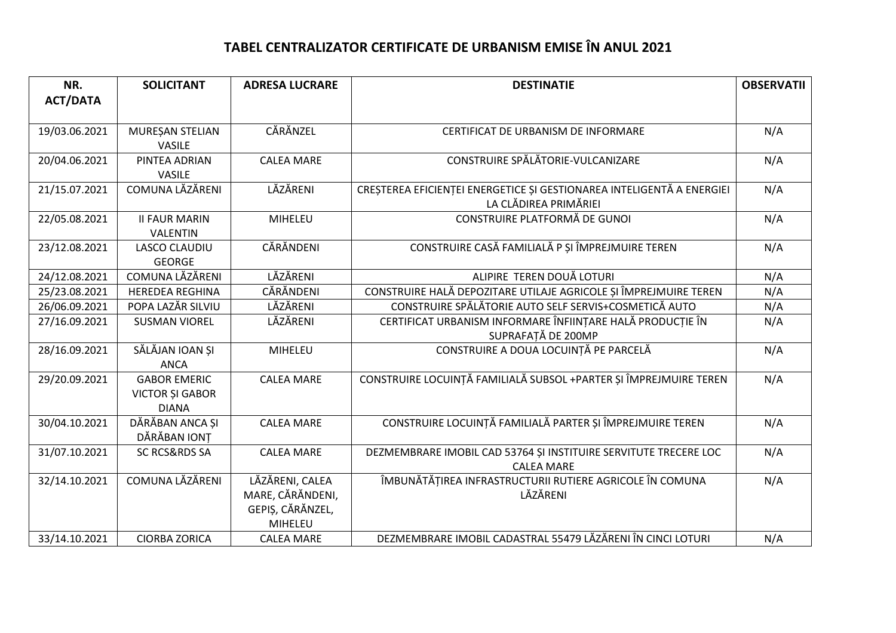## TABEL CENTRALIZATOR CERTIFICATE DE URBANISM EMISE ÎN ANUL 2021

| NR. ACT/DATA | SOLICITANT | ADRESA LUCRARE | DESTINATIE | OBSERVATII |
|---|---|---|---|---|
| 19/03.06.2021 | MUREȘAN STELIAN VASILE | CĂRĂNZEL | CERTIFICAT DE URBANISM DE INFORMARE | N/A |
| 20/04.06.2021 | PINTEA ADRIAN VASILE | CALEA MARE | CONSTRUIRE SPĂLĂTORIE-VULCANIZARE | N/A |
| 21/15.07.2021 | COMUNA LĂZĂRENI | LĂZĂRENI | CREȘTEREA EFICIENȚEI ENERGETICE ȘI GESTIONAREA INTELIGENTĂ A ENERGIEI LA CLĂDIREA PRIMĂRIEI | N/A |
| 22/05.08.2021 | II FAUR MARIN VALENTIN | MIHELEU | CONSTRUIRE PLATFORMĂ DE GUNOI | N/A |
| 23/12.08.2021 | LASCO CLAUDIU GEORGE | CĂRĂNDENI | CONSTRUIRE CASĂ FAMILIALĂ P ȘI ÎMPREJMUIRE TEREN | N/A |
| 24/12.08.2021 | COMUNA LĂZĂRENI | LĂZĂRENI | ALIPIRE TEREN DOUĂ LOTURI | N/A |
| 25/23.08.2021 | HEREDEA REGHINA | CĂRĂNDENI | CONSTRUIRE HALĂ DEPOZITARE UTILAJE AGRICOLE ȘI ÎMPREJMUIRE TEREN | N/A |
| 26/06.09.2021 | POPA LAZĂR SILVIU | LĂZĂRENI | CONSTRUIRE SPĂLĂTORIE AUTO SELF SERVIS+COSMETICĂ AUTO | N/A |
| 27/16.09.2021 | SUSMAN VIOREL | LĂZĂRENI | CERTIFICAT URBANISM INFORMARE ÎNFIINȚARE HALĂ PRODUCȚIE ÎN SUPRAFAȚĂ DE 200MP | N/A |
| 28/16.09.2021 | SĂLĂJAN IOAN ȘI ANCA | MIHELEU | CONSTRUIRE A DOUA LOCUINȚĂ PE PARCELĂ | N/A |
| 29/20.09.2021 | GABOR EMERIC VICTOR ȘI GABOR DIANA | CALEA MARE | CONSTRUIRE LOCUINȚĂ FAMILIALĂ SUBSOL +PARTER ȘI ÎMPREJMUIRE TEREN | N/A |
| 30/04.10.2021 | DĂRĂBAN ANCA ȘI DĂRĂBAN IONȚ | CALEA MARE | CONSTRUIRE LOCUINȚĂ FAMILIALĂ PARTER ȘI ÎMPREJMUIRE TEREN | N/A |
| 31/07.10.2021 | SC RCS&RDS SA | CALEA MARE | DEZMEMBRARE IMOBIL CAD 53764 ȘI INSTITUIRE SERVITUTE TRECERE LOC CALEA MARE | N/A |
| 32/14.10.2021 | COMUNA LĂZĂRENI | LĂZĂRENI, CALEA MARE, CĂRĂNDENI, GEPIȘ, CĂRĂNZEL, MIHELEU | ÎMBUNĂTĂȚIREA INFRASTRUCTURII RUTIERE AGRICOLE ÎN COMUNA LĂZĂRENI | N/A |
| 33/14.10.2021 | CIORBA ZORICA | CALEA MARE | DEZMEMBRARE IMOBIL CADASTRAL 55479 LĂZĂRENI ÎN CINCI LOTURI | N/A |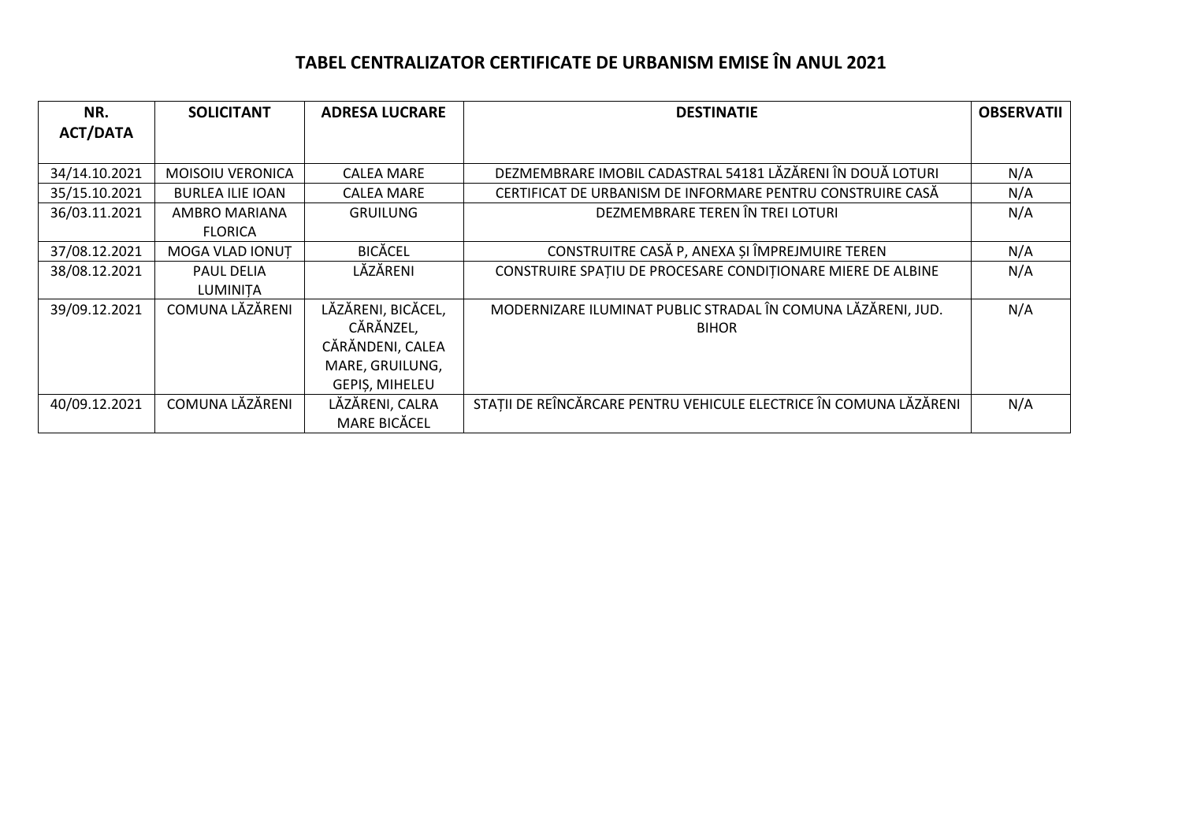# TABEL CENTRALIZATOR CERTIFICATE DE URBANISM EMISE ÎN ANUL 2021

| NR. ACT/DATA | SOLICITANT | ADRESA LUCRARE | DESTINATIE | OBSERVATII |
|---|---|---|---|---|
| 34/14.10.2021 | MOISOIU VERONICA | CALEA MARE | DEZMEMBRARE IMOBIL CADASTRAL 54181 LĂZĂRENI ÎN DOUĂ LOTURI | N/A |
| 35/15.10.2021 | BURLEA ILIE IOAN | CALEA MARE | CERTIFICAT DE URBANISM DE INFORMARE PENTRU CONSTRUIRE CASĂ | N/A |
| 36/03.11.2021 | AMBRO MARIANA FLORICA | GRUILUNG | DEZMEMBRARE TEREN ÎN TREI LOTURI | N/A |
| 37/08.12.2021 | MOGA VLAD IONUȚ | BICĂCEL | CONSTRUITRE CASĂ P, ANEXA ȘI ÎMPREJMUIRE TEREN | N/A |
| 38/08.12.2021 | PAUL DELIA LUMINIȚA | LĂZĂRENI | CONSTRUIRE SPAȚIU DE PROCESARE CONDIȚIONARE MIERE DE ALBINE | N/A |
| 39/09.12.2021 | COMUNA LĂZĂRENI | LĂZĂRENI, BICĂCEL, CĂRĂNZEL, CĂRĂNDENI, CALEA MARE, GRUILUNG, GEPIȘ, MIHELEU | MODERNIZARE ILUMINAT PUBLIC STRADAL ÎN COMUNA LĂZĂRENI, JUD. BIHOR | N/A |
| 40/09.12.2021 | COMUNA LĂZĂRENI | LĂZĂRENI, CALRA MARE BICĂCEL | STAȚII DE REÎNCĂRCARE PENTRU VEHICULE ELECTRICE ÎN COMUNA LĂZĂRENI | N/A |